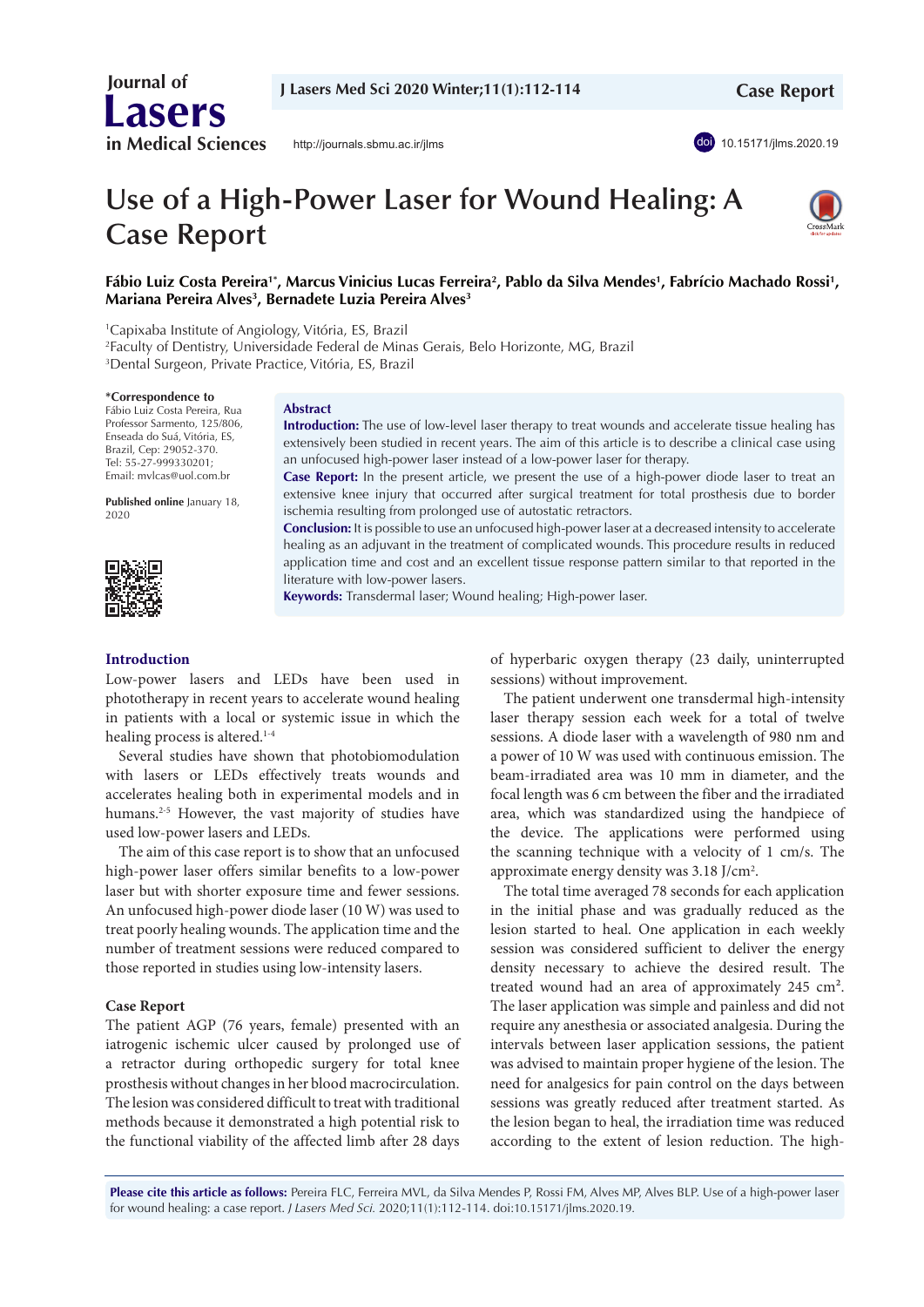# Use of a High-Power Laser for Wound Healing: A Case Report

**Fábio Luiz Costa Pereira[1*], Marcus Vinicius Lucas Ferreira[2], Pablo da Silva Mendes[1], Fabrício Machado Rossi[1], Mariana Pereira Alves[3], Bernadete Luzia Pereira Alves[3]**

[1]Capixaba Institute of Angiology, Vitória, ES, Brazil
[2]Faculty of Dentistry, Universidade Federal de Minas Gerais, Belo Horizonte, MG, Brazil
[3]Dental Surgeon, Private Practice, Vitória, ES, Brazil

**\*Correspondence to**
Fábio Luiz Costa Pereira, Rua Professor Sarmento, 125/806, Enseada do Suá, Vitória, ES, Brazil, Cep: 29052-370. Tel: 55-27-999330201; Email: mvlcas@uol.com.br

**Published online** January 18, 2020

## Abstract

**Introduction:** The use of low-level laser therapy to treat wounds and accelerate tissue healing has extensively been studied in recent years. The aim of this article is to describe a clinical case using an unfocused high-power laser instead of a low-power laser for therapy.

**Case Report:** In the present article, we present the use of a high-power diode laser to treat an extensive knee injury that occurred after surgical treatment for total prosthesis due to border ischemia resulting from prolonged use of autostatic retractors.

**Conclusion:** It is possible to use an unfocused high-power laser at a decreased intensity to accelerate healing as an adjuvant in the treatment of complicated wounds. This procedure results in reduced application time and cost and an excellent tissue response pattern similar to that reported in the literature with low-power lasers.

**Keywords:** Transdermal laser; Wound healing; High-power laser.

## Introduction

Low-power lasers and LEDs have been used in phototherapy in recent years to accelerate wound healing in patients with a local or systemic issue in which the healing process is altered.[1-4]

Several studies have shown that photobiomodulation with lasers or LEDs effectively treats wounds and accelerates healing both in experimental models and in humans.[2-5] However, the vast majority of studies have used low-power lasers and LEDs.

The aim of this case report is to show that an unfocused high-power laser offers similar benefits to a low-power laser but with shorter exposure time and fewer sessions. An unfocused high-power diode laser (10 W) was used to treat poorly healing wounds. The application time and the number of treatment sessions were reduced compared to those reported in studies using low-intensity lasers.

## Case Report

The patient AGP (76 years, female) presented with an iatrogenic ischemic ulcer caused by prolonged use of a retractor during orthopedic surgery for total knee prosthesis without changes in her blood macrocirculation. The lesion was considered difficult to treat with traditional methods because it demonstrated a high potential risk to the functional viability of the affected limb after 28 days of hyperbaric oxygen therapy (23 daily, uninterrupted sessions) without improvement.

The patient underwent one transdermal high-intensity laser therapy session each week for a total of twelve sessions. A diode laser with a wavelength of 980 nm and a power of 10 W was used with continuous emission. The beam-irradiated area was 10 mm in diameter, and the focal length was 6 cm between the fiber and the irradiated area, which was standardized using the handpiece of the device. The applications were performed using the scanning technique with a velocity of 1 cm/s. The approximate energy density was 3.18 J/cm$^2$.

The total time averaged 78 seconds for each application in the initial phase and was gradually reduced as the lesion started to heal. One application in each weekly session was considered sufficient to deliver the energy density necessary to achieve the desired result. The treated wound had an area of approximately 245 cm$^2$. The laser application was simple and painless and did not require any anesthesia or associated analgesia. During the intervals between laser application sessions, the patient was advised to maintain proper hygiene of the lesion. The need for analgesics for pain control on the days between sessions was greatly reduced after treatment started. As the lesion began to heal, the irradiation time was reduced according to the extent of lesion reduction. The high-

**Please cite this article as follows:** Pereira FLC, Ferreira MVL, da Silva Mendes P, Rossi FM, Alves MP, Alves BLP. Use of a high-power laser for wound healing: a case report. *J Lasers Med Sci.* 2020;11(1):112-114. doi:10.15171/jlms.2020.19.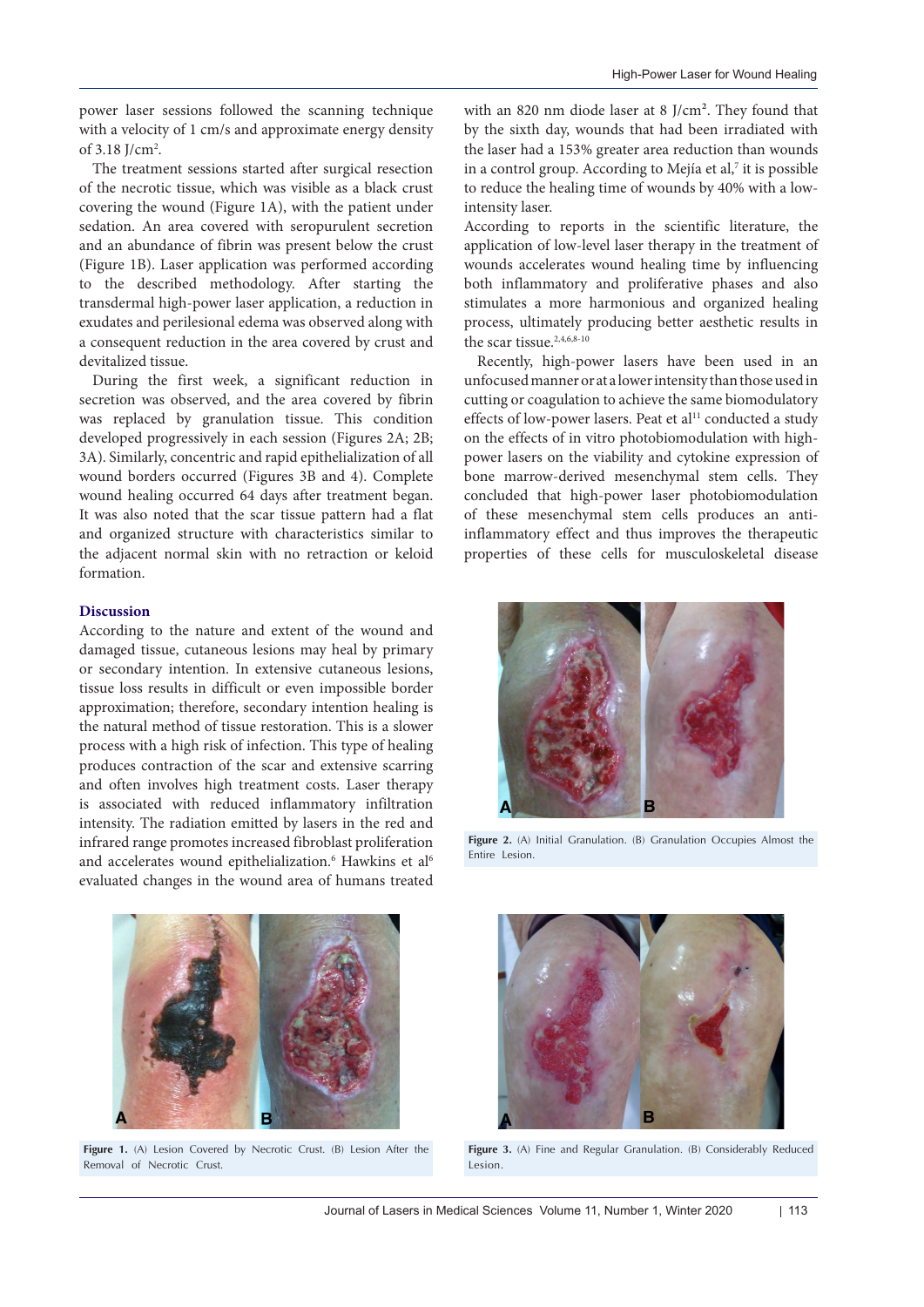power laser sessions followed the scanning technique with a velocity of 1 cm/s and approximate energy density of 3.18 J/cm$^2$.

The treatment sessions started after surgical resection of the necrotic tissue, which was visible as a black crust covering the wound (Figure 1A), with the patient under sedation. An area covered with seropurulent secretion and an abundance of fibrin was present below the crust (Figure 1B). Laser application was performed according to the described methodology. After starting the transdermal high-power laser application, a reduction in exudates and perilesional edema was observed along with a consequent reduction in the area covered by crust and devitalized tissue.

During the first week, a significant reduction in secretion was observed, and the area covered by fibrin was replaced by granulation tissue. This condition developed progressively in each session (Figures 2A; 2B; 3A). Similarly, concentric and rapid epithelialization of all wound borders occurred (Figures 3B and 4). Complete wound healing occurred 64 days after treatment began. It was also noted that the scar tissue pattern had a flat and organized structure with characteristics similar to the adjacent normal skin with no retraction or keloid formation.

## Discussion

According to the nature and extent of the wound and damaged tissue, cutaneous lesions may heal by primary or secondary intention. In extensive cutaneous lesions, tissue loss results in difficult or even impossible border approximation; therefore, secondary intention healing is the natural method of tissue restoration. This is a slower process with a high risk of infection. This type of healing produces contraction of the scar and extensive scarring and often involves high treatment costs. Laser therapy is associated with reduced inflammatory infiltration intensity. The radiation emitted by lasers in the red and infrared range promotes increased fibroblast proliferation and accelerates wound epithelialization.[6] Hawkins et al[6] evaluated changes in the wound area of humans treated with an 820 nm diode laser at 8 J/cm². They found that by the sixth day, wounds that had been irradiated with the laser had a 153% greater area reduction than wounds in a control group. According to Mejía et al,[7] it is possible to reduce the healing time of wounds by 40% with a low-intensity laser.

According to reports in the scientific literature, the application of low-level laser therapy in the treatment of wounds accelerates wound healing time by influencing both inflammatory and proliferative phases and also stimulates a more harmonious and organized healing process, ultimately producing better aesthetic results in the scar tissue.[2,4,6,8-10]

Recently, high-power lasers have been used in an unfocused manner or at a lower intensity than those used in cutting or coagulation to achieve the same biomodulatory effects of low-power lasers. Peat et al[11] conducted a study on the effects of in vitro photobiomodulation with high-power lasers on the viability and cytokine expression of bone marrow-derived mesenchymal stem cells. They concluded that high-power laser photobiomodulation of these mesenchymal stem cells produces an anti-inflammatory effect and thus improves the therapeutic properties of these cells for musculoskeletal disease

**Figure 2.** (A) Initial Granulation. (B) Granulation Occupies Almost the Entire Lesion.

**Figure 1.** (A) Lesion Covered by Necrotic Crust. (B) Lesion After the Removal of Necrotic Crust.

**Figure 3.** (A) Fine and Regular Granulation. (B) Considerably Reduced Lesion.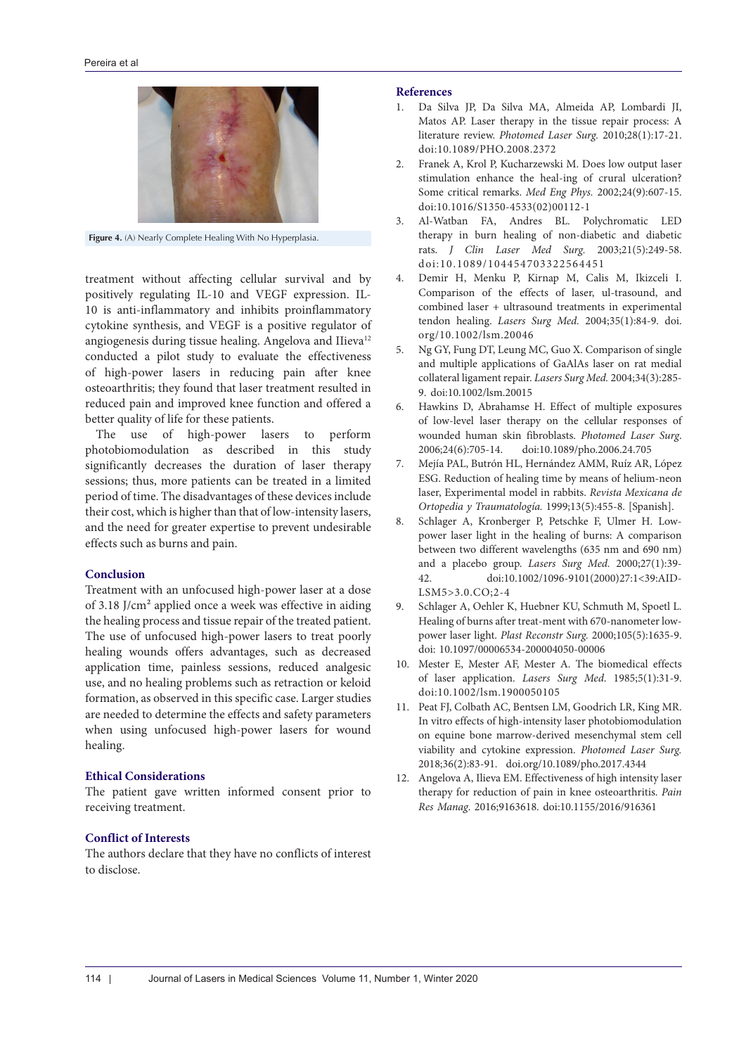Figure 4. (A) Nearly Complete Healing With No Hyperplasia.

treatment without affecting cellular survival and by positively regulating IL-10 and VEGF expression. IL-10 is anti-inflammatory and inhibits proinflammatory cytokine synthesis, and VEGF is a positive regulator of angiogenesis during tissue healing. Angelova and Ilieva[12] conducted a pilot study to evaluate the effectiveness of high-power lasers in reducing pain after knee osteoarthritis; they found that laser treatment resulted in reduced pain and improved knee function and offered a better quality of life for these patients.

The use of high-power lasers to perform photobiomodulation as described in this study significantly decreases the duration of laser therapy sessions; thus, more patients can be treated in a limited period of time. The disadvantages of these devices include their cost, which is higher than that of low-intensity lasers, and the need for greater expertise to prevent undesirable effects such as burns and pain.

## Conclusion

Treatment with an unfocused high-power laser at a dose of 3.18 J/cm² applied once a week was effective in aiding the healing process and tissue repair of the treated patient. The use of unfocused high-power lasers to treat poorly healing wounds offers advantages, such as decreased application time, painless sessions, reduced analgesic use, and no healing problems such as retraction or keloid formation, as observed in this specific case. Larger studies are needed to determine the effects and safety parameters when using unfocused high-power lasers for wound healing.

## Ethical Considerations

The patient gave written informed consent prior to receiving treatment.

## Conflict of Interests

The authors declare that they have no conflicts of interest to disclose.

## References

1. Da Silva JP, Da Silva MA, Almeida AP, Lombardi JI, Matos AP. Laser therapy in the tissue repair process: A literature review. *Photomed Laser Surg.* 2010;28(1):17-21. doi:10.1089/PHO.2008.2372
2. Franek A, Krol P, Kucharzewski M. Does low output laser stimulation enhance the heal-ing of crural ulceration? Some critical remarks. *Med Eng Phys.* 2002;24(9):607-15. doi:10.1016/S1350-4533(02)00112-1
3. Al-Watban FA, Andres BL. Polychromatic LED therapy in burn healing of non-diabetic and diabetic rats. *J Clin Laser Med Surg.* 2003;21(5):249-58. doi:10.1089/104454703322564451
4. Demir H, Menku P, Kirnap M, Calis M, Ikizceli I. Comparison of the effects of laser, ul-trasound, and combined laser + ultrasound treatments in experimental tendon healing. *Lasers Surg Med.* 2004;35(1):84-9. doi.org/10.1002/lsm.20046
5. Ng GY, Fung DT, Leung MC, Guo X. Comparison of single and multiple applications of GaAlAs laser on rat medial collateral ligament repair. *Lasers Surg Med.* 2004;34(3):285-9. doi:10.1002/lsm.20015
6. Hawkins D, Abrahamse H. Effect of multiple exposures of low-level laser therapy on the cellular responses of wounded human skin fibroblasts. *Photomed Laser Surg.* 2006;24(6):705-14. doi:10.1089/pho.2006.24.705
7. Mejía PAL, Butrón HL, Hernández AMM, Ruíz AR, López ESG. Reduction of healing time by means of helium-neon laser, Experimental model in rabbits. *Revista Mexicana de Ortopedia y Traumatología.* 1999;13(5):455-8. [Spanish].
8. Schlager A, Kronberger P, Petschke F, Ulmer H. Low-power laser light in the healing of burns: A comparison between two different wavelengths (635 nm and 690 nm) and a placebo group. *Lasers Surg Med.* 2000;27(1):39-42. doi:10.1002/1096-9101(2000)27:1<39:AID-LSM5>3.0.CO;2-4
9. Schlager A, Oehler K, Huebner KU, Schmuth M, Spoetl L. Healing of burns after treat-ment with 670-nanometer low-power laser light. *Plast Reconstr Surg.* 2000;105(5):1635-9. doi: 10.1097/00006534-200004050-00006
10. Mester E, Mester AF, Mester A. The biomedical effects of laser application. *Lasers Surg Med.* 1985;5(1):31-9. doi:10.1002/lsm.1900050105
11. Peat FJ, Colbath AC, Bentsen LM, Goodrich LR, King MR. In vitro effects of high-intensity laser photobiomodulation on equine bone marrow-derived mesenchymal stem cell viability and cytokine expression. *Photomed Laser Surg.* 2018;36(2):83-91. doi.org/10.1089/pho.2017.4344
12. Angelova A, Ilieva EM. Effectiveness of high intensity laser therapy for reduction of pain in knee osteoarthritis. *Pain Res Manag.* 2016;9163618. doi:10.1155/2016/916361